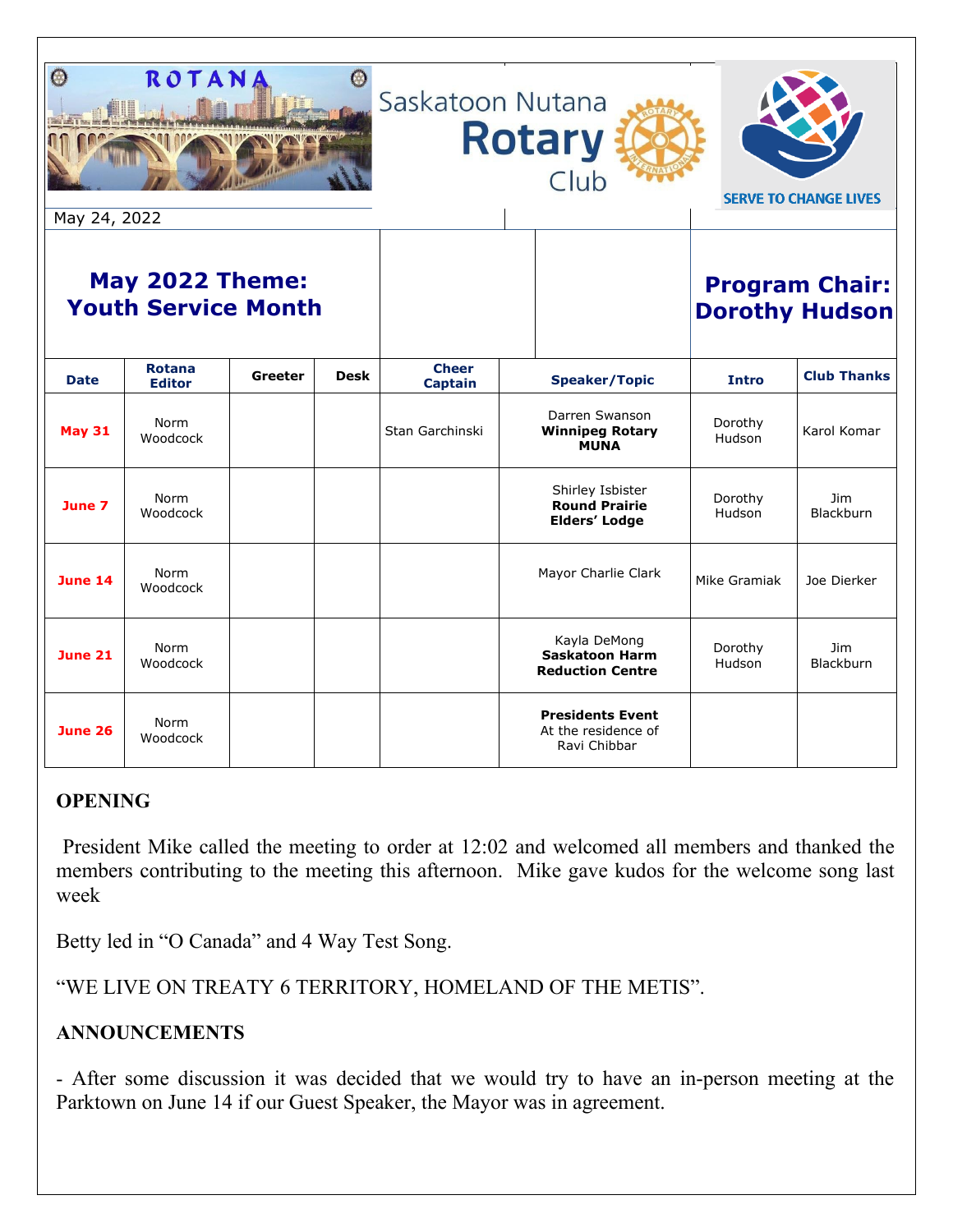ROTANA

Saskatoon Nutana **Rotary** Club

SERVE TO CHANGE LIVES

May 24, 2022

## May 2022 Theme: Youth Service Month

## Program Chair: Dorothy Hudson

| Date | Rotana Editor | Greeter | Desk | Cheer Captain | Speaker/Topic | Intro | Club Thanks |
|---|---|---|---|---|---|---|---|
| **May 31** | Norm Woodcock | | | Stan Garchinski | Darren Swanson **Winnipeg Rotary MUNA** | Dorothy Hudson | Karol Komar |
| **June 7** | Norm Woodcock | | | | Shirley Isbister **Round Prairie Elders' Lodge** | Dorothy Hudson | Jim Blackburn |
| **June 14** | Norm Woodcock | | | | Mayor Charlie Clark | Mike Gramiak | Joe Dierker |
| **June 21** | Norm Woodcock | | | | Kayla DeMong **Saskatoon Harm Reduction Centre** | Dorothy Hudson | Jim Blackburn |
| **June 26** | Norm Woodcock | | | | **Presidents Event** At the residence of Ravi Chibbar | | |

### OPENING

President Mike called the meeting to order at 12:02 and welcomed all members and thanked the members contributing to the meeting this afternoon. Mike gave kudos for the welcome song last week

Betty led in "O Canada" and 4 Way Test Song.

"WE LIVE ON TREATY 6 TERRITORY, HOMELAND OF THE METIS".

### ANNOUNCEMENTS

- After some discussion it was decided that we would try to have an in-person meeting at the Parktown on June 14 if our Guest Speaker, the Mayor was in agreement.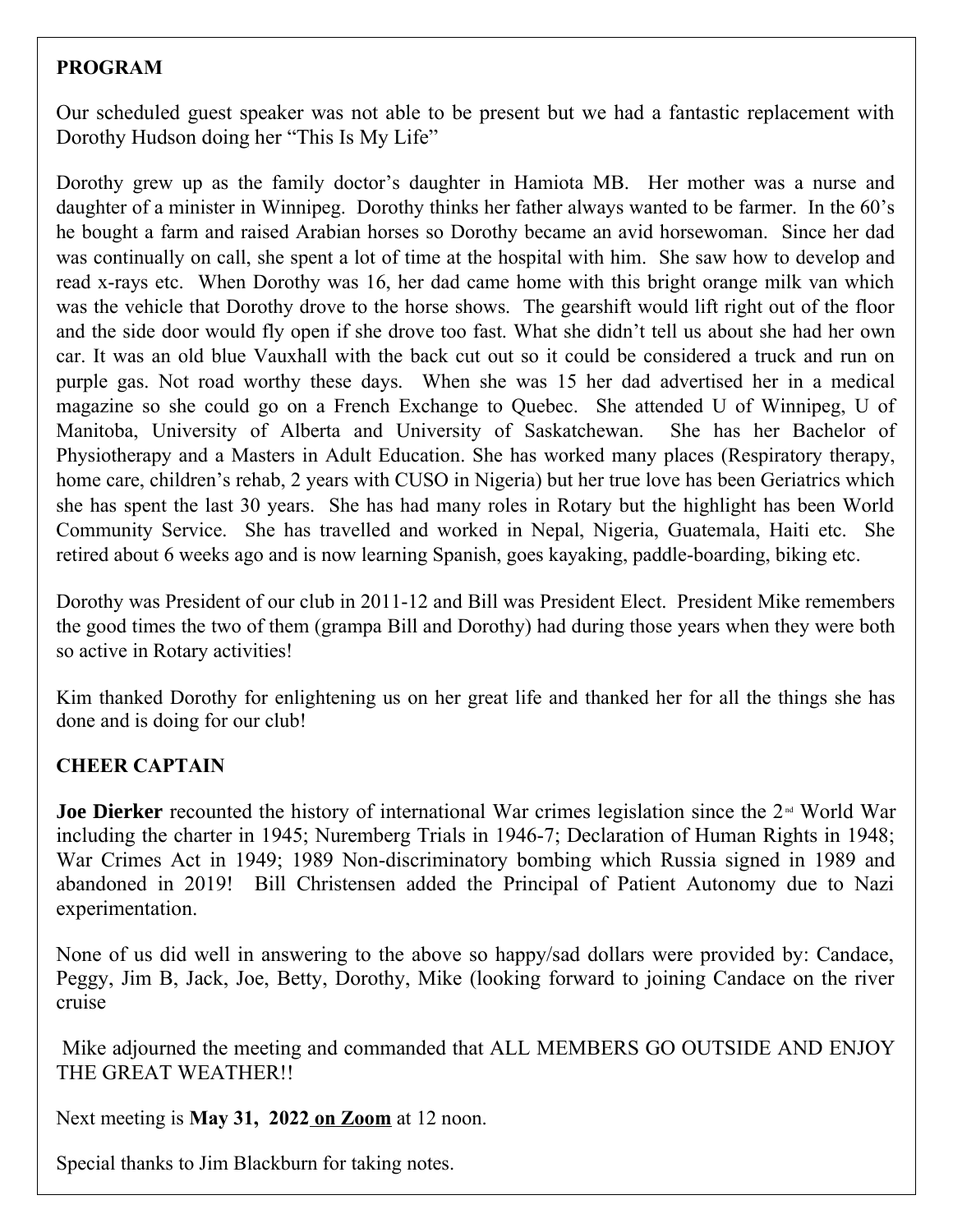**PROGRAM**

Our scheduled guest speaker was not able to be present but we had a fantastic replacement with Dorothy Hudson doing her "This Is My Life"

Dorothy grew up as the family doctor's daughter in Hamiota MB. Her mother was a nurse and daughter of a minister in Winnipeg. Dorothy thinks her father always wanted to be farmer. In the 60's he bought a farm and raised Arabian horses so Dorothy became an avid horsewoman. Since her dad was continually on call, she spent a lot of time at the hospital with him. She saw how to develop and read x-rays etc. When Dorothy was 16, her dad came home with this bright orange milk van which was the vehicle that Dorothy drove to the horse shows. The gearshift would lift right out of the floor and the side door would fly open if she drove too fast. What she didn't tell us about she had her own car. It was an old blue Vauxhall with the back cut out so it could be considered a truck and run on purple gas. Not road worthy these days. When she was 15 her dad advertised her in a medical magazine so she could go on a French Exchange to Quebec. She attended U of Winnipeg, U of Manitoba, University of Alberta and University of Saskatchewan. She has her Bachelor of Physiotherapy and a Masters in Adult Education. She has worked many places (Respiratory therapy, home care, children's rehab, 2 years with CUSO in Nigeria) but her true love has been Geriatrics which she has spent the last 30 years. She has had many roles in Rotary but the highlight has been World Community Service. She has travelled and worked in Nepal, Nigeria, Guatemala, Haiti etc. She retired about 6 weeks ago and is now learning Spanish, goes kayaking, paddle-boarding, biking etc.

Dorothy was President of our club in 2011-12 and Bill was President Elect. President Mike remembers the good times the two of them (grampa Bill and Dorothy) had during those years when they were both so active in Rotary activities!

Kim thanked Dorothy for enlightening us on her great life and thanked her for all the things she has done and is doing for our club!

**CHEER CAPTAIN**

**Joe Dierker** recounted the history of international War crimes legislation since the 2nd World War including the charter in 1945; Nuremberg Trials in 1946-7; Declaration of Human Rights in 1948; War Crimes Act in 1949; 1989 Non-discriminatory bombing which Russia signed in 1989 and abandoned in 2019! Bill Christensen added the Principal of Patient Autonomy due to Nazi experimentation.

None of us did well in answering to the above so happy/sad dollars were provided by: Candace, Peggy, Jim B, Jack, Joe, Betty, Dorothy, Mike (looking forward to joining Candace on the river cruise

Mike adjourned the meeting and commanded that ALL MEMBERS GO OUTSIDE AND ENJOY THE GREAT WEATHER!!

Next meeting is **May 31, 2022 <u>on Zoom</u>** at 12 noon.

Special thanks to Jim Blackburn for taking notes.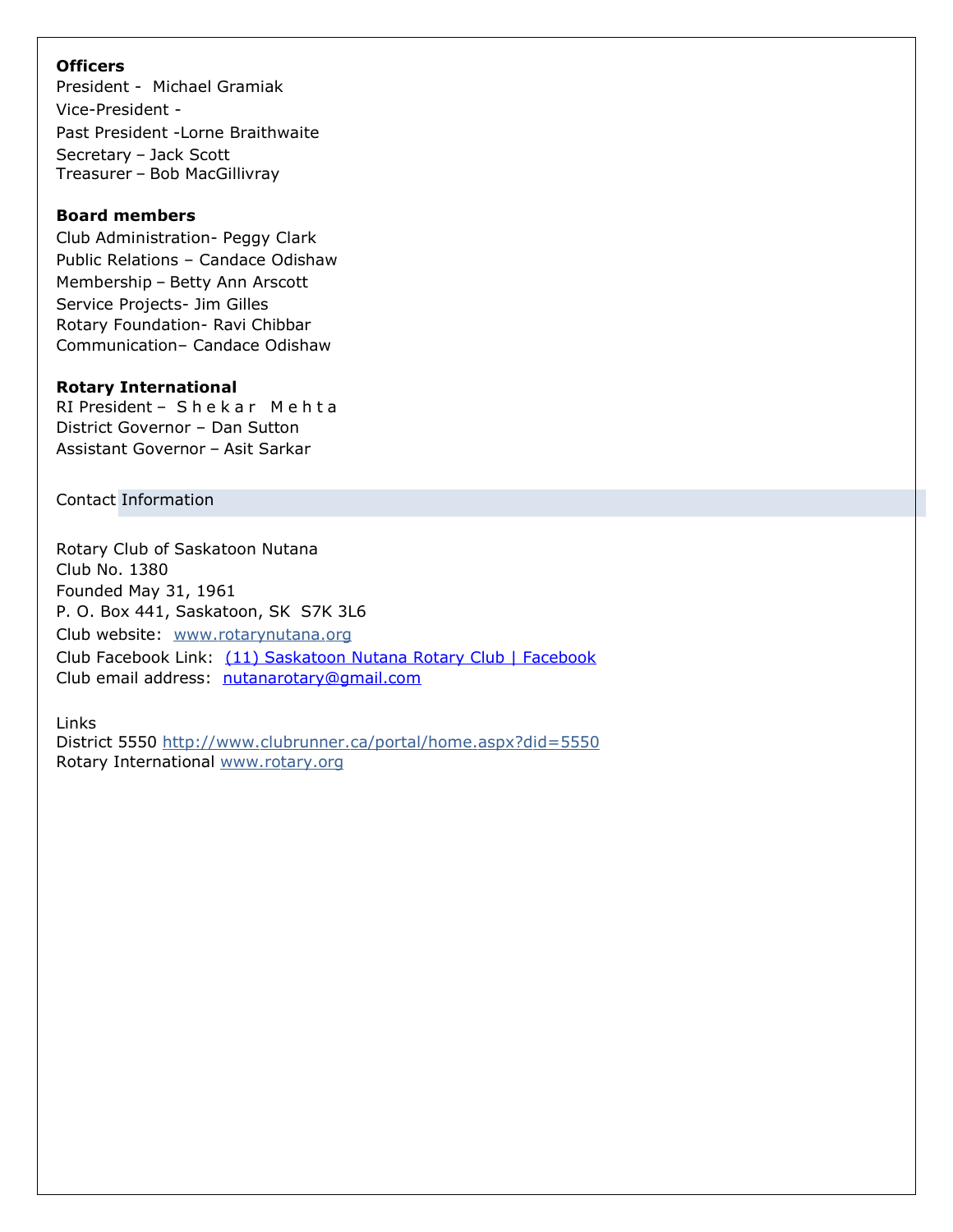**Officers**

President - Michael Gramiak
Vice-President -
Past President -Lorne Braithwaite
Secretary – Jack Scott
Treasurer – Bob MacGillivray

**Board members**

Club Administration- Peggy Clark
Public Relations – Candace Odishaw
Membership – Betty Ann Arscott
Service Projects- Jim Gilles
Rotary Foundation- Ravi Chibbar
Communication– Candace Odishaw

**Rotary International**

RI President – S h e k a r M e h t a
District Governor – Dan Sutton
Assistant Governor – Asit Sarkar

Contact Information

Rotary Club of Saskatoon Nutana
Club No. 1380
Founded May 31, 1961
P. O. Box 441, Saskatoon, SK S7K 3L6
Club website: www.rotarynutana.org
Club Facebook Link: (11) Saskatoon Nutana Rotary Club | Facebook
Club email address: nutanarotary@gmail.com

Links
District 5550 http://www.clubrunner.ca/portal/home.aspx?did=5550
Rotary International www.rotary.org